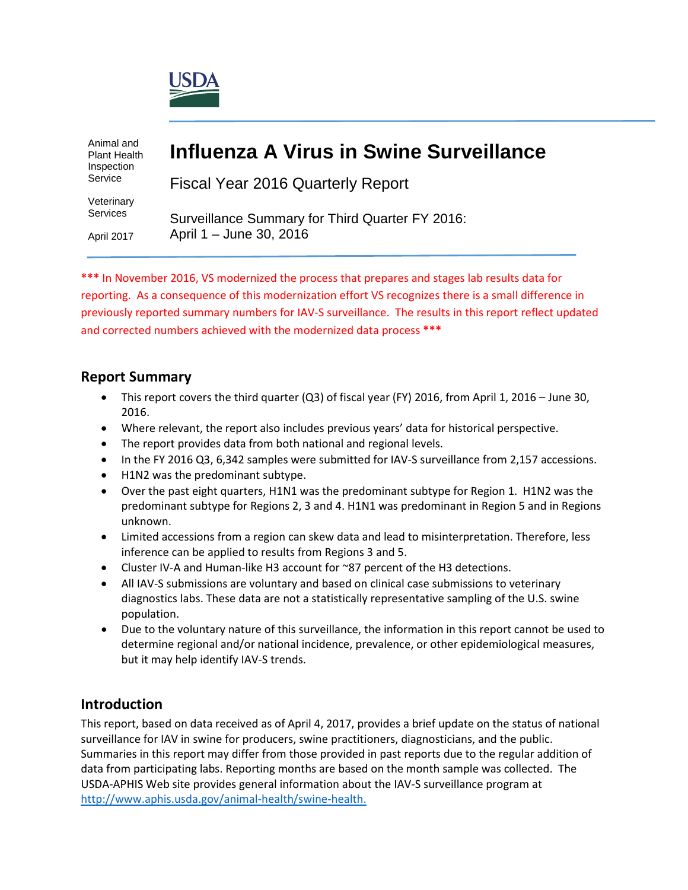USDA

Animal and Plant Health Inspection Service

Veterinary Services

April 2017

# Influenza A Virus in Swine Surveillance

Fiscal Year 2016 Quarterly Report

Surveillance Summary for Third Quarter FY 2016: April 1 – June 30, 2016

*** In November 2016, VS modernized the process that prepares and stages lab results data for reporting. As a consequence of this modernization effort VS recognizes there is a small difference in previously reported summary numbers for IAV-S surveillance. The results in this report reflect updated and corrected numbers achieved with the modernized data process ***

## Report Summary

- This report covers the third quarter (Q3) of fiscal year (FY) 2016, from April 1, 2016 – June 30, 2016.
- Where relevant, the report also includes previous years' data for historical perspective.
- The report provides data from both national and regional levels.
- In the FY 2016 Q3, 6,342 samples were submitted for IAV-S surveillance from 2,157 accessions.
- H1N2 was the predominant subtype.
- Over the past eight quarters, H1N1 was the predominant subtype for Region 1. H1N2 was the predominant subtype for Regions 2, 3 and 4. H1N1 was predominant in Region 5 and in Regions unknown.
- Limited accessions from a region can skew data and lead to misinterpretation. Therefore, less inference can be applied to results from Regions 3 and 5.
- Cluster IV-A and Human-like H3 account for ~87 percent of the H3 detections.
- All IAV-S submissions are voluntary and based on clinical case submissions to veterinary diagnostics labs. These data are not a statistically representative sampling of the U.S. swine population.
- Due to the voluntary nature of this surveillance, the information in this report cannot be used to determine regional and/or national incidence, prevalence, or other epidemiological measures, but it may help identify IAV-S trends.

## Introduction

This report, based on data received as of April 4, 2017, provides a brief update on the status of national surveillance for IAV in swine for producers, swine practitioners, diagnosticians, and the public. Summaries in this report may differ from those provided in past reports due to the regular addition of data from participating labs. Reporting months are based on the month sample was collected. The USDA-APHIS Web site provides general information about the IAV-S surveillance program at http://www.aphis.usda.gov/animal-health/swine-health.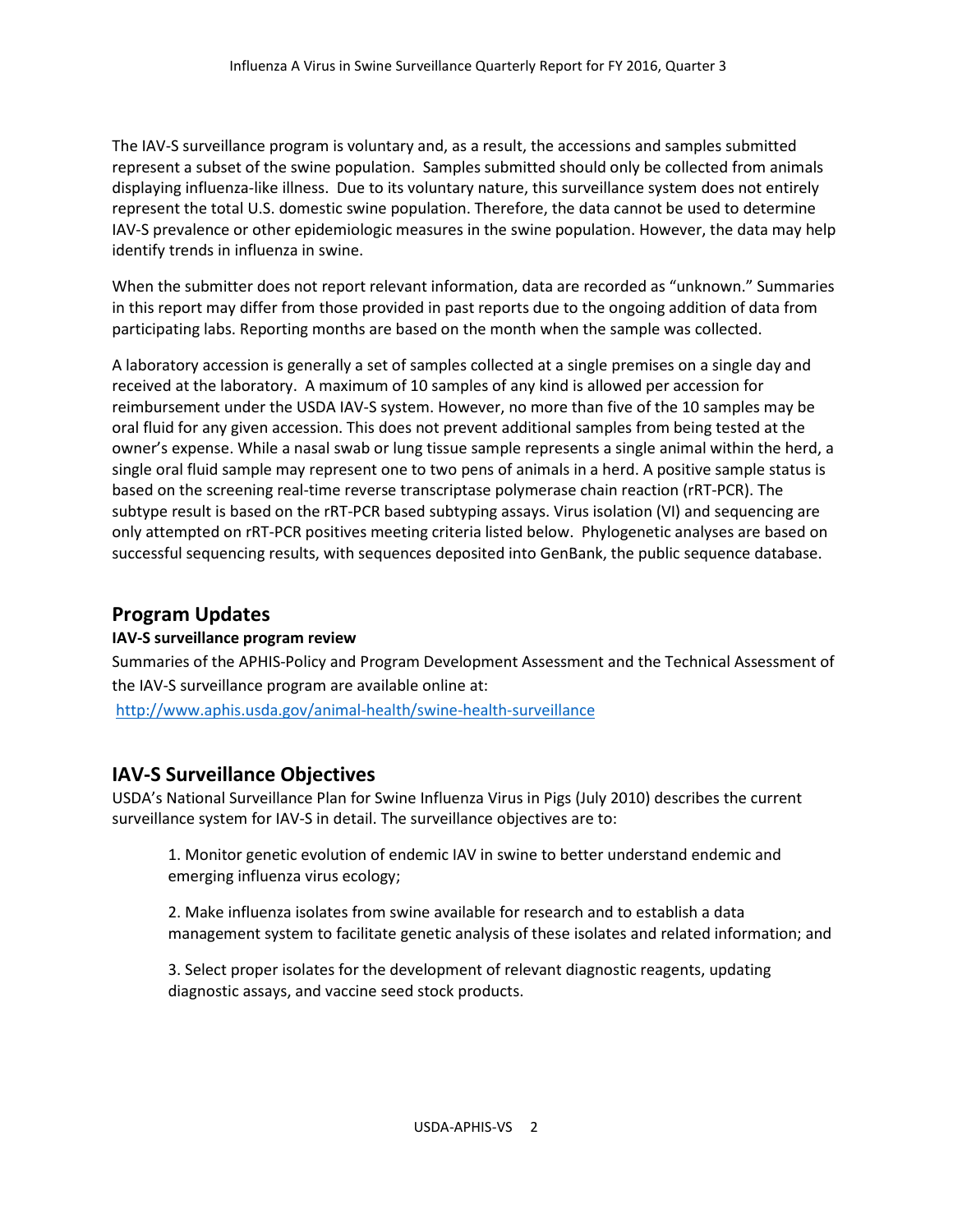The IAV-S surveillance program is voluntary and, as a result, the accessions and samples submitted represent a subset of the swine population. Samples submitted should only be collected from animals displaying influenza-like illness. Due to its voluntary nature, this surveillance system does not entirely represent the total U.S. domestic swine population. Therefore, the data cannot be used to determine IAV-S prevalence or other epidemiologic measures in the swine population. However, the data may help identify trends in influenza in swine.

When the submitter does not report relevant information, data are recorded as "unknown." Summaries in this report may differ from those provided in past reports due to the ongoing addition of data from participating labs. Reporting months are based on the month when the sample was collected.

A laboratory accession is generally a set of samples collected at a single premises on a single day and received at the laboratory. A maximum of 10 samples of any kind is allowed per accession for reimbursement under the USDA IAV-S system. However, no more than five of the 10 samples may be oral fluid for any given accession. This does not prevent additional samples from being tested at the owner's expense. While a nasal swab or lung tissue sample represents a single animal within the herd, a single oral fluid sample may represent one to two pens of animals in a herd. A positive sample status is based on the screening real-time reverse transcriptase polymerase chain reaction (rRT-PCR). The subtype result is based on the rRT-PCR based subtyping assays. Virus isolation (VI) and sequencing are only attempted on rRT-PCR positives meeting criteria listed below. Phylogenetic analyses are based on successful sequencing results, with sequences deposited into GenBank, the public sequence database.

## Program Updates

**IAV-S surveillance program review**

Summaries of the APHIS-Policy and Program Development Assessment and the Technical Assessment of the IAV-S surveillance program are available online at:

http://www.aphis.usda.gov/animal-health/swine-health-surveillance

## IAV-S Surveillance Objectives

USDA's National Surveillance Plan for Swine Influenza Virus in Pigs (July 2010) describes the current surveillance system for IAV-S in detail. The surveillance objectives are to:

1. Monitor genetic evolution of endemic IAV in swine to better understand endemic and emerging influenza virus ecology;

2. Make influenza isolates from swine available for research and to establish a data management system to facilitate genetic analysis of these isolates and related information; and

3. Select proper isolates for the development of relevant diagnostic reagents, updating diagnostic assays, and vaccine seed stock products.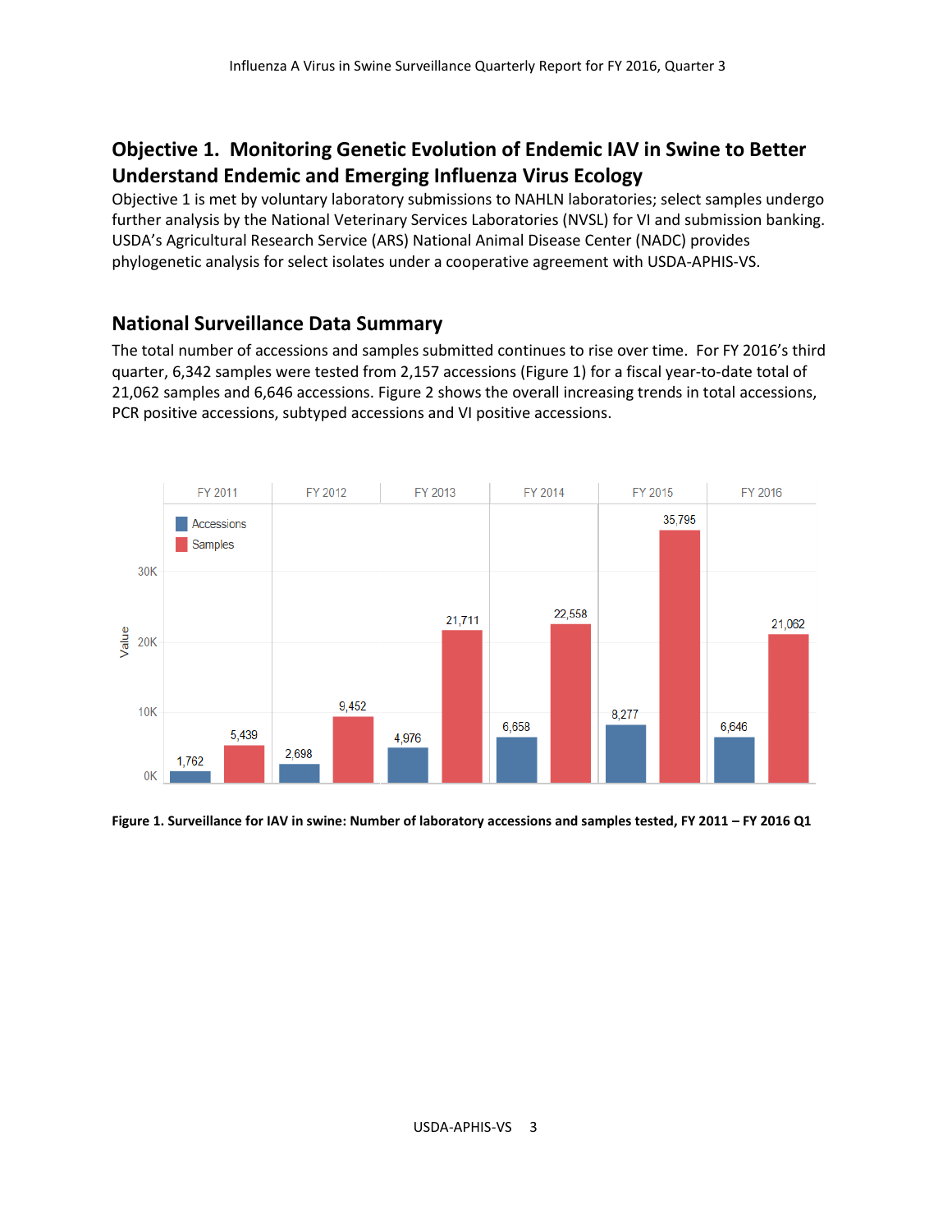## Objective 1. Monitoring Genetic Evolution of Endemic IAV in Swine to Better Understand Endemic and Emerging Influenza Virus Ecology

Objective 1 is met by voluntary laboratory submissions to NAHLN laboratories; select samples undergo further analysis by the National Veterinary Services Laboratories (NVSL) for VI and submission banking. USDA's Agricultural Research Service (ARS) National Animal Disease Center (NADC) provides phylogenetic analysis for select isolates under a cooperative agreement with USDA-APHIS-VS.

### National Surveillance Data Summary

The total number of accessions and samples submitted continues to rise over time. For FY 2016's third quarter, 6,342 samples were tested from 2,157 accessions (Figure 1) for a fiscal year-to-date total of 21,062 samples and 6,646 accessions. Figure 2 shows the overall increasing trends in total accessions, PCR positive accessions, subtyped accessions and VI positive accessions.

| | FY 2011 | FY 2012 | FY 2013 | FY 2014 | FY 2015 | FY 2016 |
|---|---|---|---|---|---|---|
| Accessions | 1,762 | 2,698 | 4,976 | 6,658 | 8,277 | 6,646 |
| Samples | 5,439 | 9,452 | 21,711 | 22,558 | 35,795 | 21,062 |

**Figure 1. Surveillance for IAV in swine: Number of laboratory accessions and samples tested, FY 2011 – FY 2016 Q1**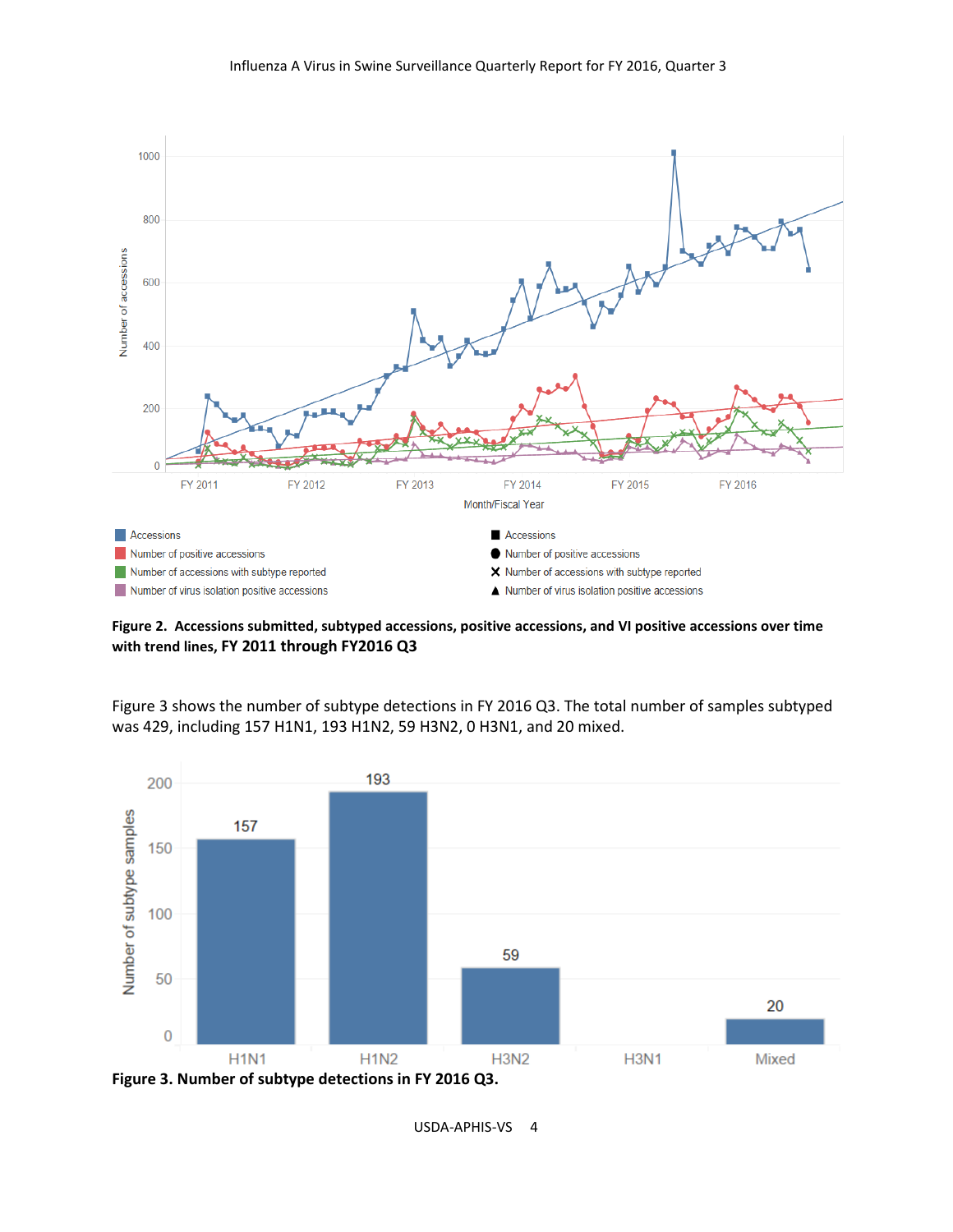**Figure 2. Accessions submitted, subtyped accessions, positive accessions, and VI positive accessions over time with trend lines, FY 2011 through FY2016 Q3**

Figure 3 shows the number of subtype detections in FY 2016 Q3. The total number of samples subtyped was 429, including 157 H1N1, 193 H1N2, 59 H3N2, 0 H3N1, and 20 mixed.

**Figure 3. Number of subtype detections in FY 2016 Q3.**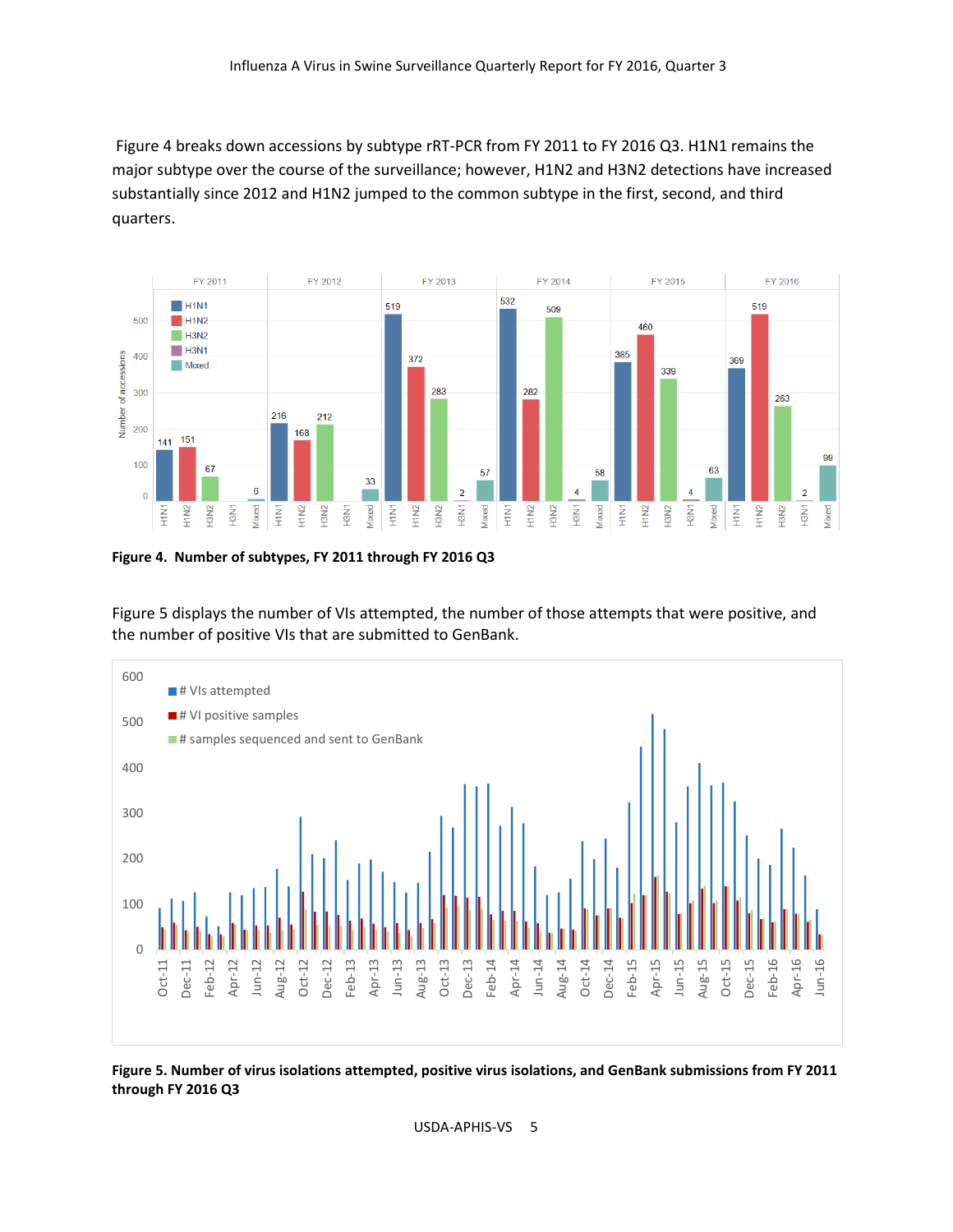Figure 4 breaks down accessions by subtype rRT-PCR from FY 2011 to FY 2016 Q3. H1N1 remains the major subtype over the course of the surveillance; however, H1N2 and H3N2 detections have increased substantially since 2012 and H1N2 jumped to the common subtype in the first, second, and third quarters.

**Figure 4. Number of subtypes, FY 2011 through FY 2016 Q3**

Figure 5 displays the number of VIs attempted, the number of those attempts that were positive, and the number of positive VIs that are submitted to GenBank.

**Figure 5. Number of virus isolations attempted, positive virus isolations, and GenBank submissions from FY 2011 through FY 2016 Q3**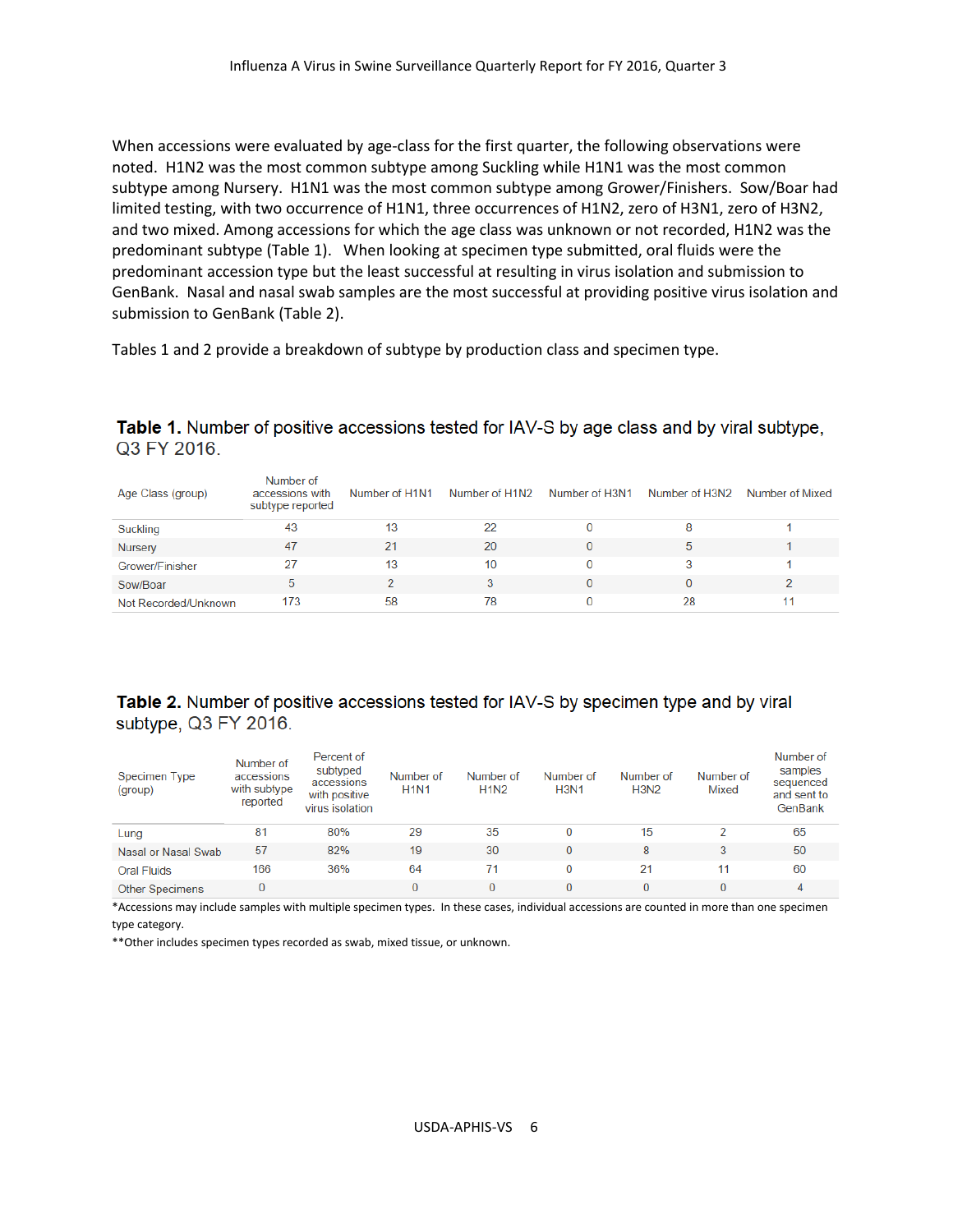When accessions were evaluated by age-class for the first quarter, the following observations were noted. H1N2 was the most common subtype among Suckling while H1N1 was the most common subtype among Nursery. H1N1 was the most common subtype among Grower/Finishers. Sow/Boar had limited testing, with two occurrence of H1N1, three occurrences of H1N2, zero of H3N1, zero of H3N2, and two mixed. Among accessions for which the age class was unknown or not recorded, H1N2 was the predominant subtype (Table 1). When looking at specimen type submitted, oral fluids were the predominant accession type but the least successful at resulting in virus isolation and submission to GenBank. Nasal and nasal swab samples are the most successful at providing positive virus isolation and submission to GenBank (Table 2).

Tables 1 and 2 provide a breakdown of subtype by production class and specimen type.

**Table 1.** Number of positive accessions tested for IAV-S by age class and by viral subtype, Q3 FY 2016.

| Age Class (group) | Number of accessions with subtype reported | Number of H1N1 | Number of H1N2 | Number of H3N1 | Number of H3N2 | Number of Mixed |
|---|---|---|---|---|---|---|
| Suckling | 43 | 13 | 22 | 0 | 8 | 1 |
| Nursery | 47 | 21 | 20 | 0 | 5 | 1 |
| Grower/Finisher | 27 | 13 | 10 | 0 | 3 | 1 |
| Sow/Boar | 5 | 2 | 3 | 0 | 0 | 2 |
| Not Recorded/Unknown | 173 | 58 | 78 | 0 | 28 | 11 |

**Table 2.** Number of positive accessions tested for IAV-S by specimen type and by viral subtype, Q3 FY 2016.

| Specimen Type (group) | Number of accessions with subtype reported | Percent of subtyped accessions with positive virus isolation | Number of H1N1 | Number of H1N2 | Number of H3N1 | Number of H3N2 | Number of Mixed | Number of samples sequenced and sent to GenBank |
|---|---|---|---|---|---|---|---|---|
| Lung | 81 | 80% | 29 | 35 | 0 | 15 | 2 | 65 |
| Nasal or Nasal Swab | 57 | 82% | 19 | 30 | 0 | 8 | 3 | 50 |
| Oral Fluids | 166 | 36% | 64 | 71 | 0 | 21 | 11 | 60 |
| Other Specimens | 0 | | 0 | 0 | 0 | 0 | 0 | 4 |

*Accessions may include samples with multiple specimen types. In these cases, individual accessions are counted in more than one specimen type category.

**Other includes specimen types recorded as swab, mixed tissue, or unknown.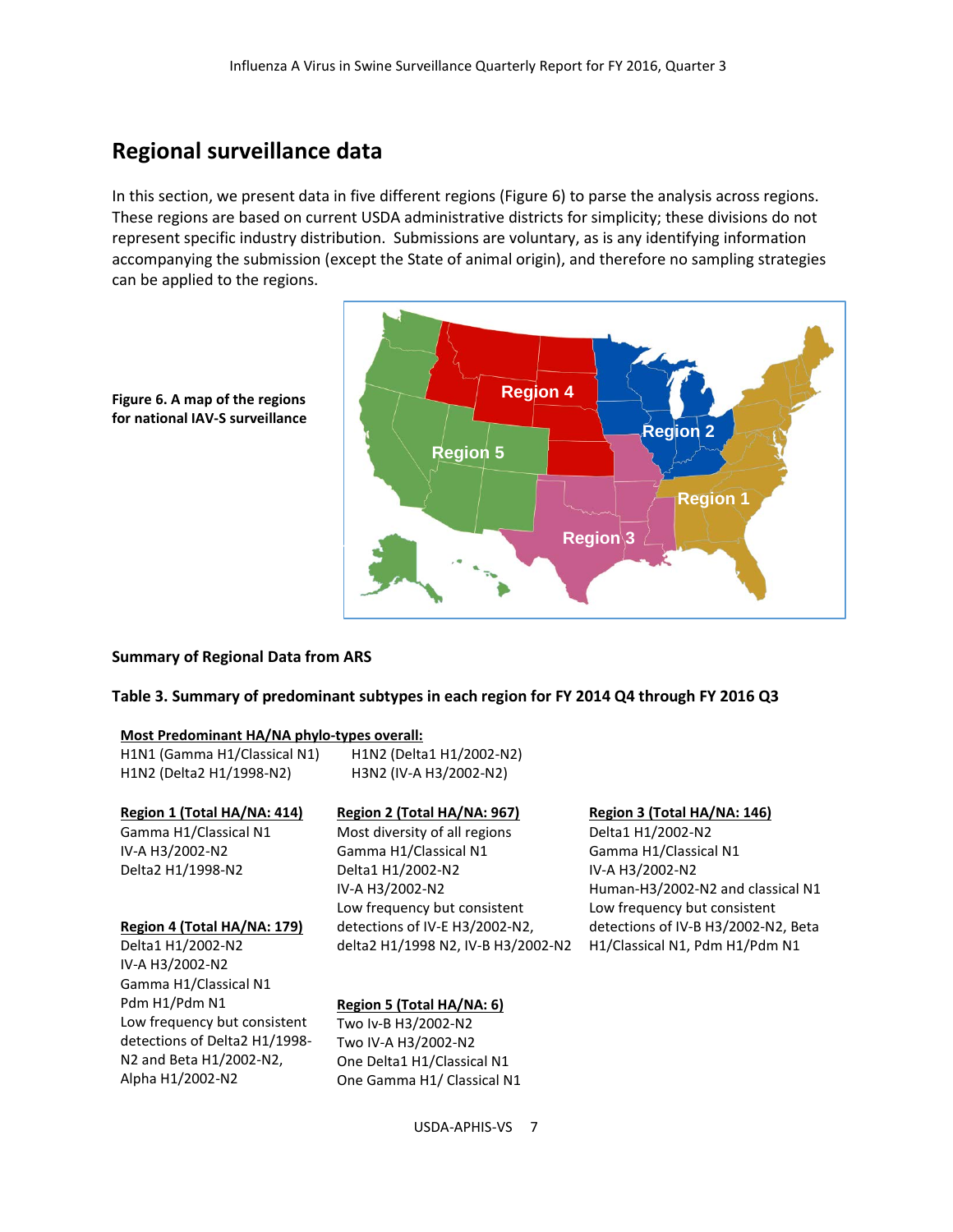## Regional surveillance data

In this section, we present data in five different regions (Figure 6) to parse the analysis across regions. These regions are based on current USDA administrative districts for simplicity; these divisions do not represent specific industry distribution. Submissions are voluntary, as is any identifying information accompanying the submission (except the State of animal origin), and therefore no sampling strategies can be applied to the regions.

**Figure 6. A map of the regions for national IAV-S surveillance**

**Summary of Regional Data from ARS**

**Table 3. Summary of predominant subtypes in each region for FY 2014 Q4 through FY 2016 Q3**

**Most Predominant HA/NA phylo-types overall:**

- H1N1 (Gamma H1/Classical N1)
- H1N2 (Delta1 H1/2002-N2)
- H1N2 (Delta2 H1/1998-N2)
- H3N2 (IV-A H3/2002-N2)

**Region 1 (Total HA/NA: 414)**

- Gamma H1/Classical N1
- IV-A H3/2002-N2
- Delta2 H1/1998-N2

**Region 2 (Total HA/NA: 967)**

- Most diversity of all regions
- Gamma H1/Classical N1
- Delta1 H1/2002-N2
- IV-A H3/2002-N2
- Low frequency but consistent detections of IV-E H3/2002-N2, delta2 H1/1998 N2, IV-B H3/2002-N2

**Region 3 (Total HA/NA: 146)**

- Delta1 H1/2002-N2
- Gamma H1/Classical N1
- IV-A H3/2002-N2
- Human-H3/2002-N2 and classical N1
- Low frequency but consistent detections of IV-B H3/2002-N2, Beta H1/Classical N1, Pdm H1/Pdm N1

**Region 4 (Total HA/NA: 179)**

- Delta1 H1/2002-N2
- IV-A H3/2002-N2
- Gamma H1/Classical N1
- Pdm H1/Pdm N1
- Low frequency but consistent detections of Delta2 H1/1998-N2 and Beta H1/2002-N2, Alpha H1/2002-N2

**Region 5 (Total HA/NA: 6)**

- Two Iv-B H3/2002-N2
- Two IV-A H3/2002-N2
- One Delta1 H1/Classical N1
- One Gamma H1/ Classical N1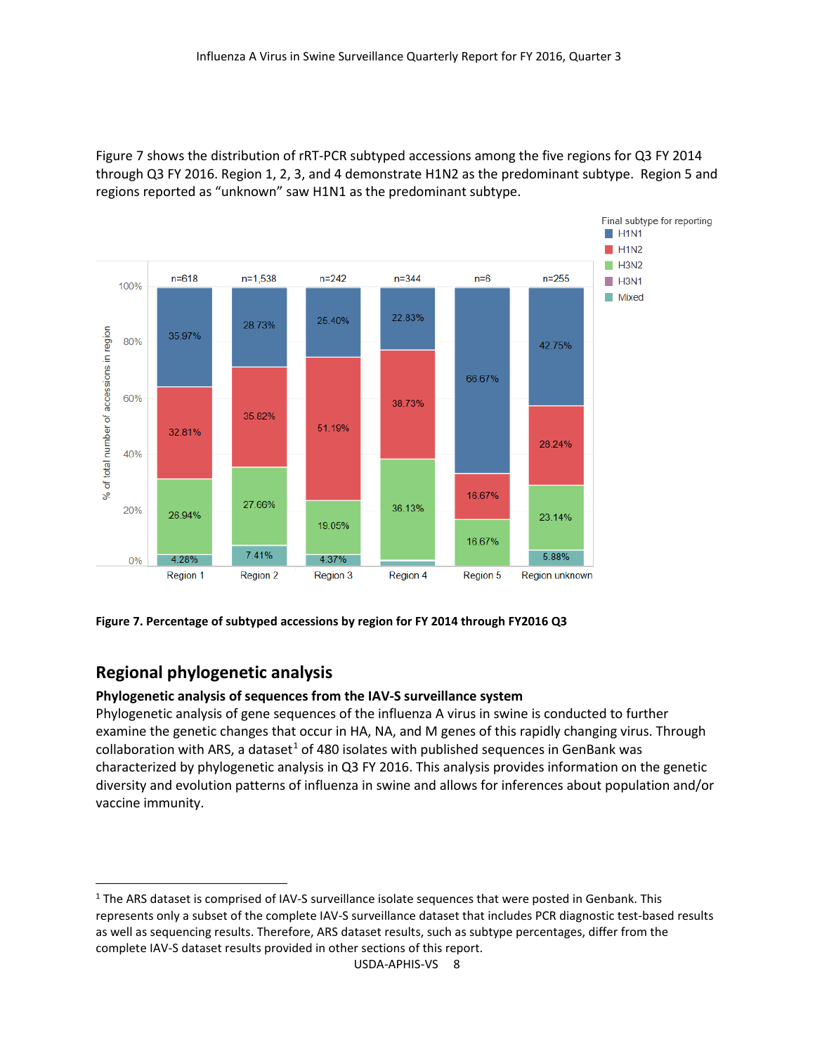Figure 7 shows the distribution of rRT-PCR subtyped accessions among the five regions for Q3 FY 2014 through Q3 FY 2016. Region 1, 2, 3, and 4 demonstrate H1N2 as the predominant subtype. Region 5 and regions reported as "unknown" saw H1N1 as the predominant subtype.

**Figure 7. Percentage of subtyped accessions by region for FY 2014 through FY2016 Q3**

## Regional phylogenetic analysis

### Phylogenetic analysis of sequences from the IAV-S surveillance system

Phylogenetic analysis of gene sequences of the influenza A virus in swine is conducted to further examine the genetic changes that occur in HA, NA, and M genes of this rapidly changing virus. Through collaboration with ARS, a dataset[1] of 480 isolates with published sequences in GenBank was characterized by phylogenetic analysis in Q3 FY 2016. This analysis provides information on the genetic diversity and evolution patterns of influenza in swine and allows for inferences about population and/or vaccine immunity.

[1] The ARS dataset is comprised of IAV-S surveillance isolate sequences that were posted in Genbank. This represents only a subset of the complete IAV-S surveillance dataset that includes PCR diagnostic test-based results as well as sequencing results. Therefore, ARS dataset results, such as subtype percentages, differ from the complete IAV-S dataset results provided in other sections of this report.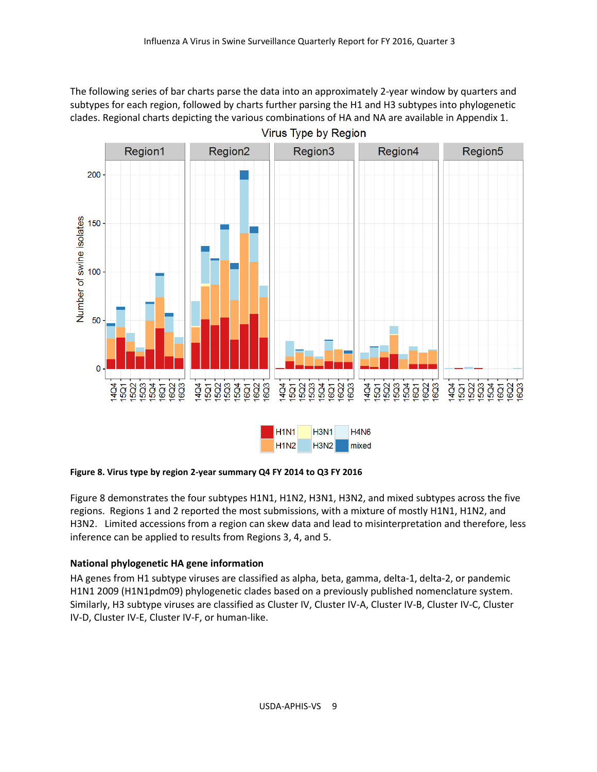The following series of bar charts parse the data into an approximately 2-year window by quarters and subtypes for each region, followed by charts further parsing the H1 and H3 subtypes into phylogenetic clades. Regional charts depicting the various combinations of HA and NA are available in Appendix 1.

**Figure 8. Virus type by region 2-year summary Q4 FY 2014 to Q3 FY 2016**

Figure 8 demonstrates the four subtypes H1N1, H1N2, H3N1, H3N2, and mixed subtypes across the five regions. Regions 1 and 2 reported the most submissions, with a mixture of mostly H1N1, H1N2, and H3N2. Limited accessions from a region can skew data and lead to misinterpretation and therefore, less inference can be applied to results from Regions 3, 4, and 5.

**National phylogenetic HA gene information**

HA genes from H1 subtype viruses are classified as alpha, beta, gamma, delta-1, delta-2, or pandemic H1N1 2009 (H1N1pdm09) phylogenetic clades based on a previously published nomenclature system. Similarly, H3 subtype viruses are classified as Cluster IV, Cluster IV-A, Cluster IV-B, Cluster IV-C, Cluster IV-D, Cluster IV-E, Cluster IV-F, or human-like.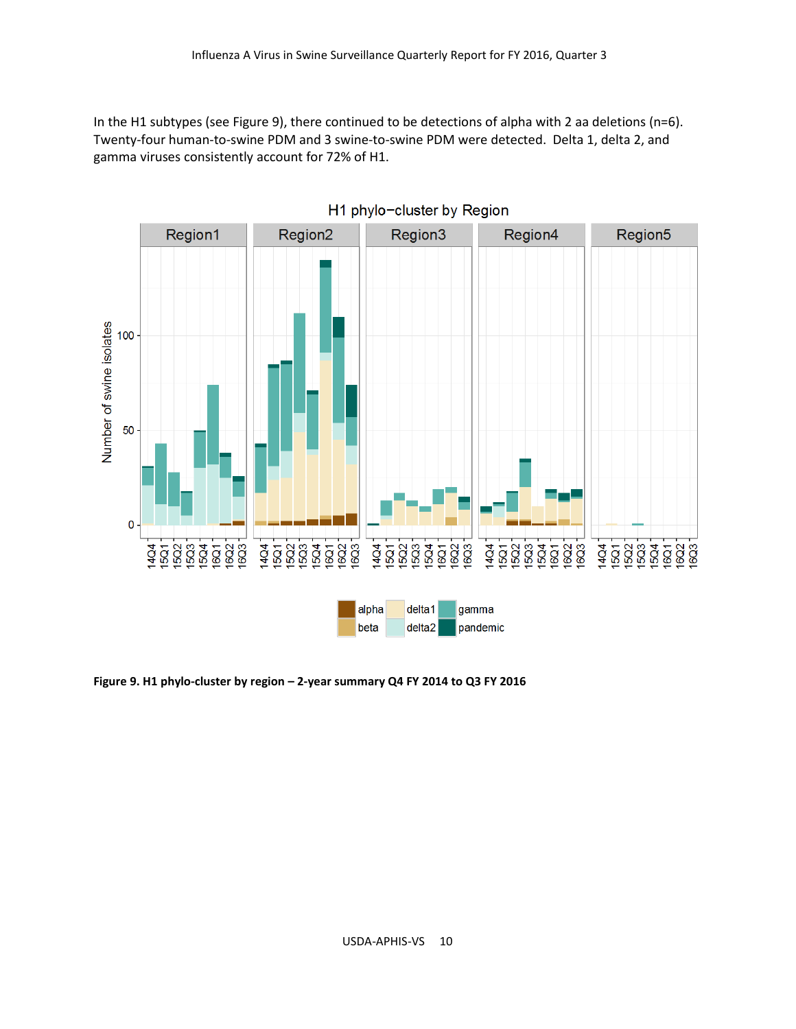In the H1 subtypes (see Figure 9), there continued to be detections of alpha with 2 aa deletions (n=6). Twenty-four human-to-swine PDM and 3 swine-to-swine PDM were detected. Delta 1, delta 2, and gamma viruses consistently account for 72% of H1.

**Figure 9. H1 phylo-cluster by region – 2-year summary Q4 FY 2014 to Q3 FY 2016**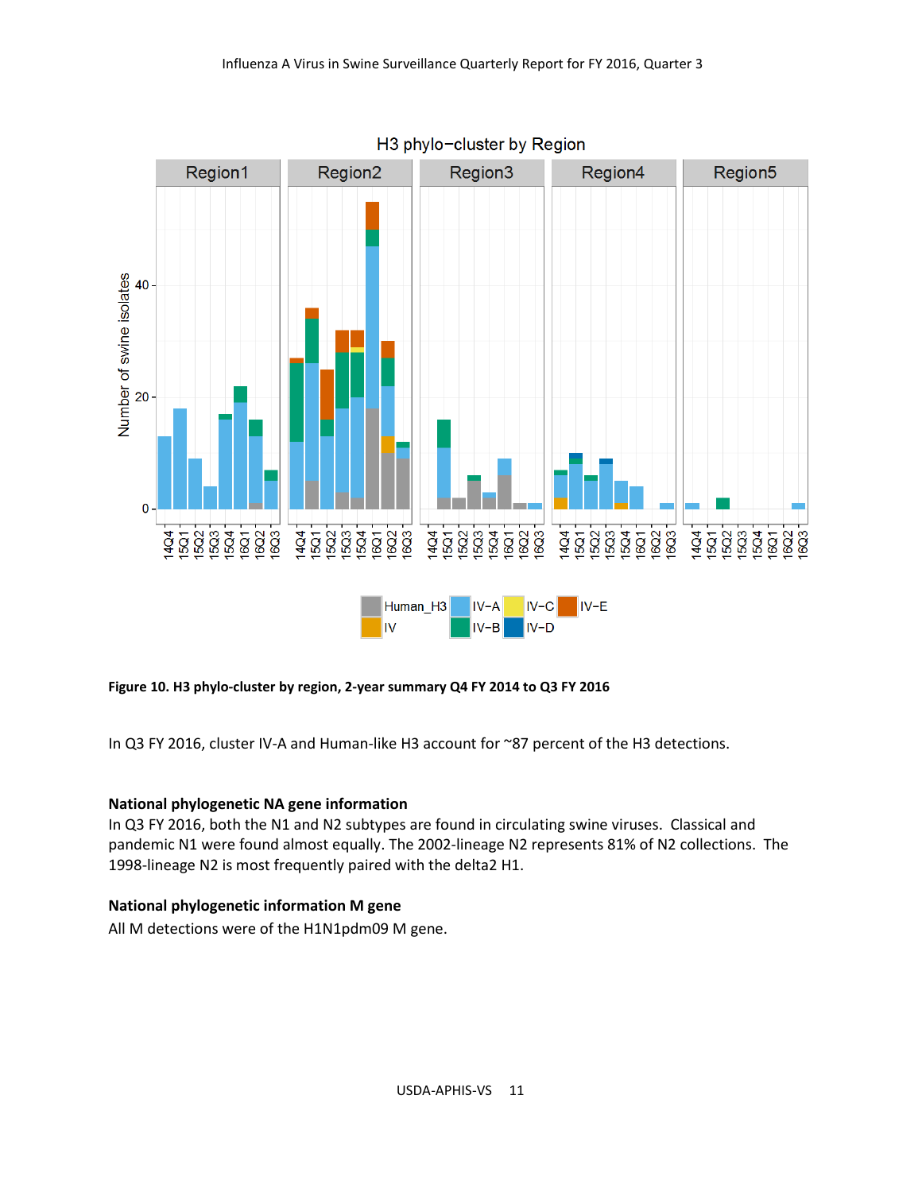Figure 10. H3 phylo-cluster by region, 2-year summary Q4 FY 2014 to Q3 FY 2016

In Q3 FY 2016, cluster IV-A and Human-like H3 account for ~87 percent of the H3 detections.

### National phylogenetic NA gene information

In Q3 FY 2016, both the N1 and N2 subtypes are found in circulating swine viruses. Classical and pandemic N1 were found almost equally. The 2002-lineage N2 represents 81% of N2 collections. The 1998-lineage N2 is most frequently paired with the delta2 H1.

### National phylogenetic information M gene

All M detections were of the H1N1pdm09 M gene.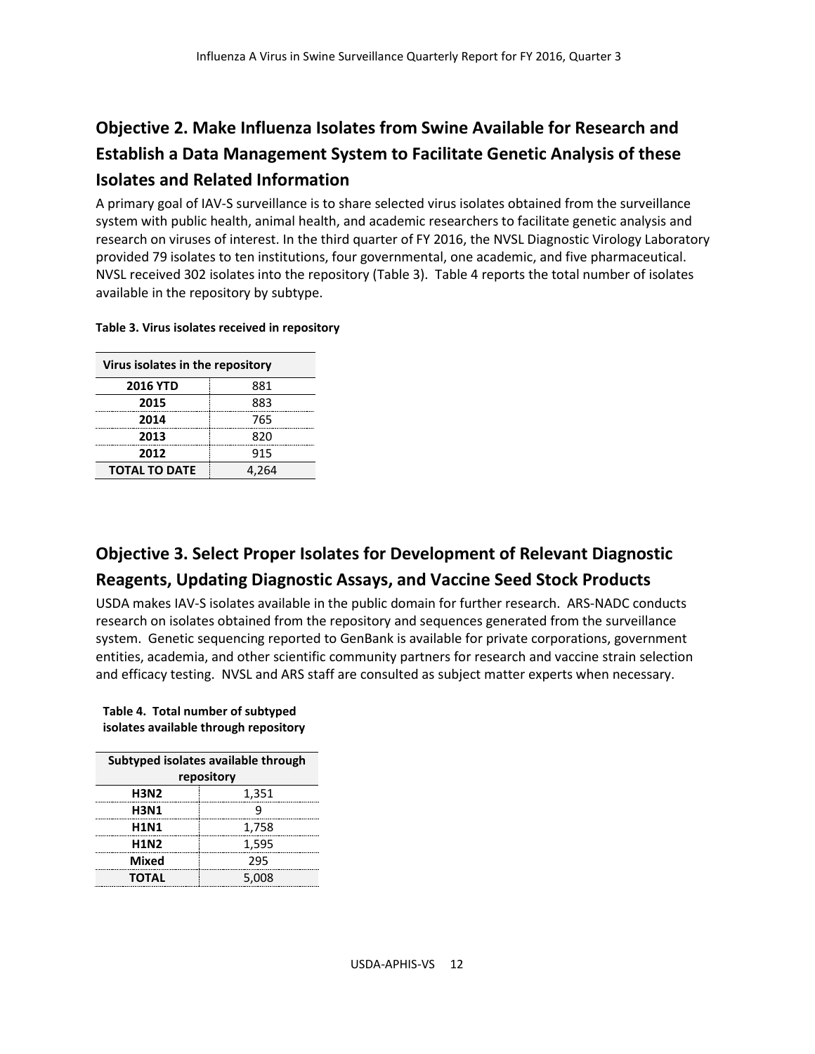## Objective 2. Make Influenza Isolates from Swine Available for Research and Establish a Data Management System to Facilitate Genetic Analysis of these Isolates and Related Information

A primary goal of IAV-S surveillance is to share selected virus isolates obtained from the surveillance system with public health, animal health, and academic researchers to facilitate genetic analysis and research on viruses of interest. In the third quarter of FY 2016, the NVSL Diagnostic Virology Laboratory provided 79 isolates to ten institutions, four governmental, one academic, and five pharmaceutical. NVSL received 302 isolates into the repository (Table 3). Table 4 reports the total number of isolates available in the repository by subtype.

**Table 3. Virus isolates received in repository**

| Virus isolates in the repository | |
|---|---|
| **2016 YTD** | 881 |
| **2015** | 883 |
| **2014** | 765 |
| **2013** | 820 |
| **2012** | 915 |
| **TOTAL TO DATE** | 4,264 |

## Objective 3. Select Proper Isolates for Development of Relevant Diagnostic Reagents, Updating Diagnostic Assays, and Vaccine Seed Stock Products

USDA makes IAV-S isolates available in the public domain for further research. ARS-NADC conducts research on isolates obtained from the repository and sequences generated from the surveillance system. Genetic sequencing reported to GenBank is available for private corporations, government entities, academia, and other scientific community partners for research and vaccine strain selection and efficacy testing. NVSL and ARS staff are consulted as subject matter experts when necessary.

**Table 4. Total number of subtyped isolates available through repository**

| Subtyped isolates available through repository | |
|---|---|
| **H3N2** | 1,351 |
| **H3N1** | 9 |
| **H1N1** | 1,758 |
| **H1N2** | 1,595 |
| **Mixed** | 295 |
| **TOTAL** | 5,008 |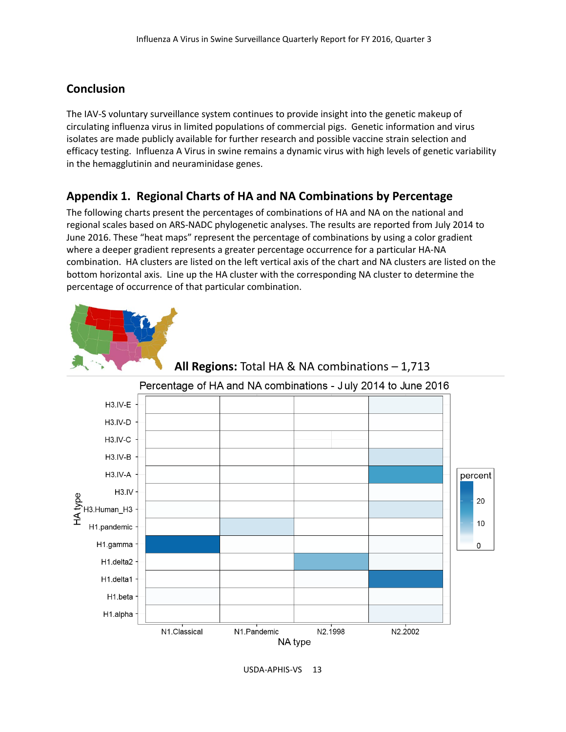## Conclusion

The IAV-S voluntary surveillance system continues to provide insight into the genetic makeup of circulating influenza virus in limited populations of commercial pigs. Genetic information and virus isolates are made publicly available for further research and possible vaccine strain selection and efficacy testing. Influenza A Virus in swine remains a dynamic virus with high levels of genetic variability in the hemagglutinin and neuraminidase genes.

## Appendix 1. Regional Charts of HA and NA Combinations by Percentage

The following charts present the percentages of combinations of HA and NA on the national and regional scales based on ARS-NADC phylogenetic analyses. The results are reported from July 2014 to June 2016. These "heat maps" represent the percentage of combinations by using a color gradient where a deeper gradient represents a greater percentage occurrence for a particular HA-NA combination. HA clusters are listed on the left vertical axis of the chart and NA clusters are listed on the bottom horizontal axis. Line up the HA cluster with the corresponding NA cluster to determine the percentage of occurrence of that particular combination.

**All Regions:** Total HA & NA combinations – 1,713

Percentage of HA and NA combinations - July 2014 to June 2016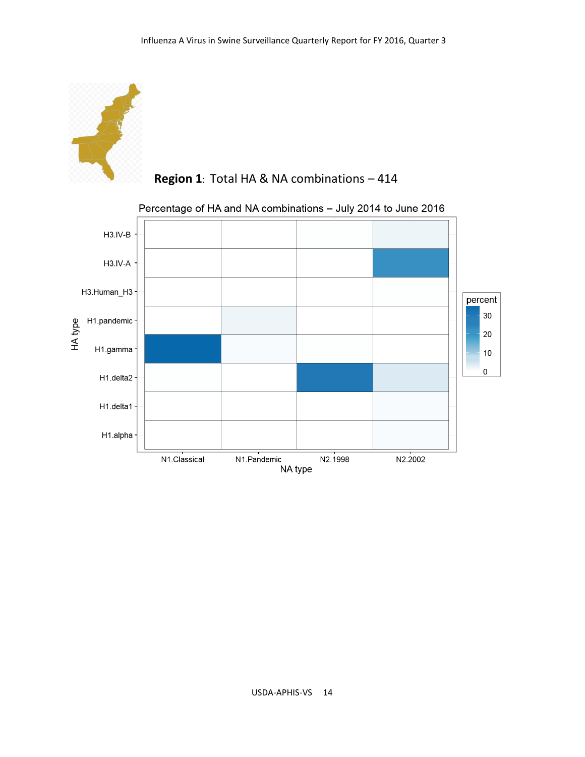**Region 1**: Total HA & NA combinations – 414

Percentage of HA and NA combinations – July 2014 to June 2016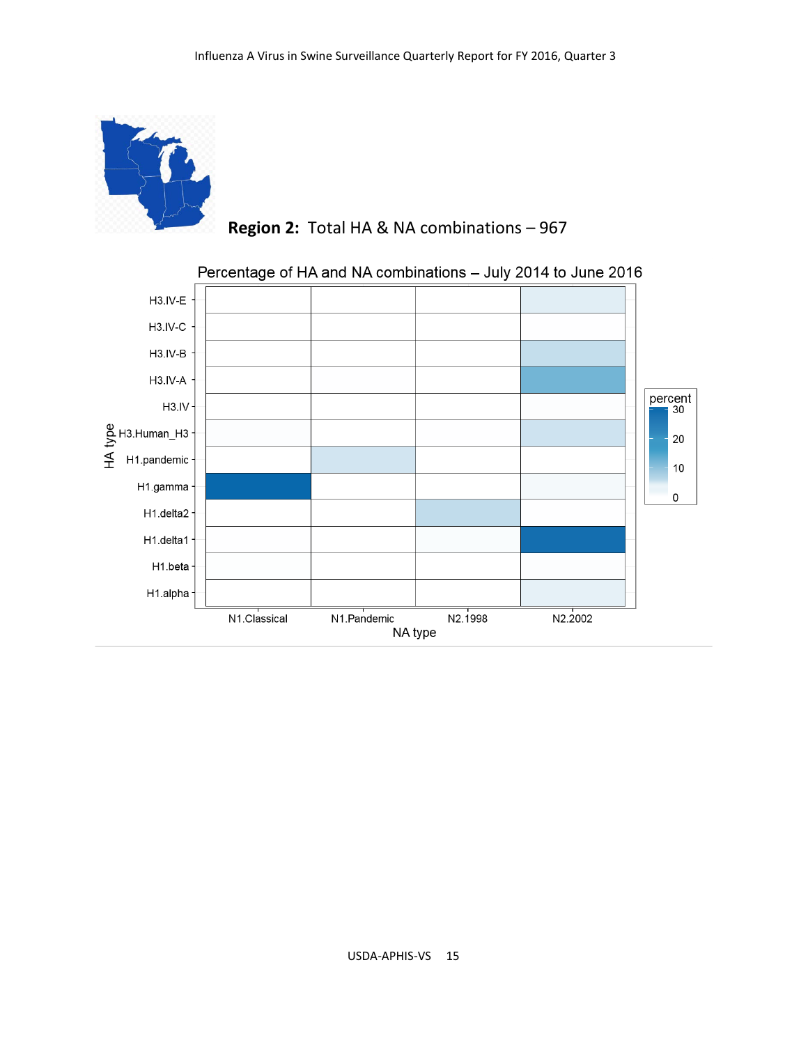**Region 2:** Total HA & NA combinations – 967

Percentage of HA and NA combinations – July 2014 to June 2016

HA type: H3.IV-E, H3.IV-C, H3.IV-B, H3.IV-A, H3.IV, H3.Human_H3, H1.pandemic, H1.gamma, H1.delta2, H1.delta1, H1.beta, H1.alpha

NA type: N1.Classical, N1.Pandemic, N2.1998, N2.2002

percent: 30, 20, 10, 0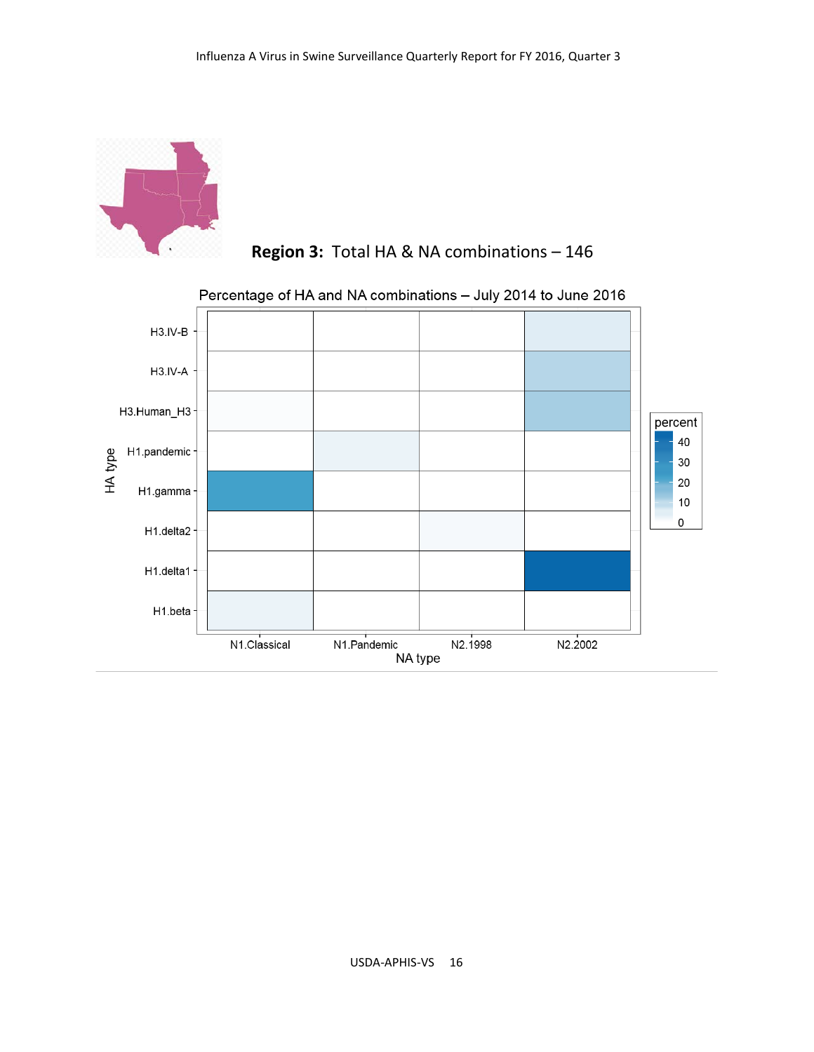**Region 3:** Total HA & NA combinations – 146

Percentage of HA and NA combinations – July 2014 to June 2016

HA type: H3.IV-B, H3.IV-A, H3.Human_H3, H1.pandemic, H1.gamma, H1.delta2, H1.delta1, H1.beta

NA type: N1.Classical, N1.Pandemic, N2.1998, N2.2002

percent: 40, 30, 20, 10, 0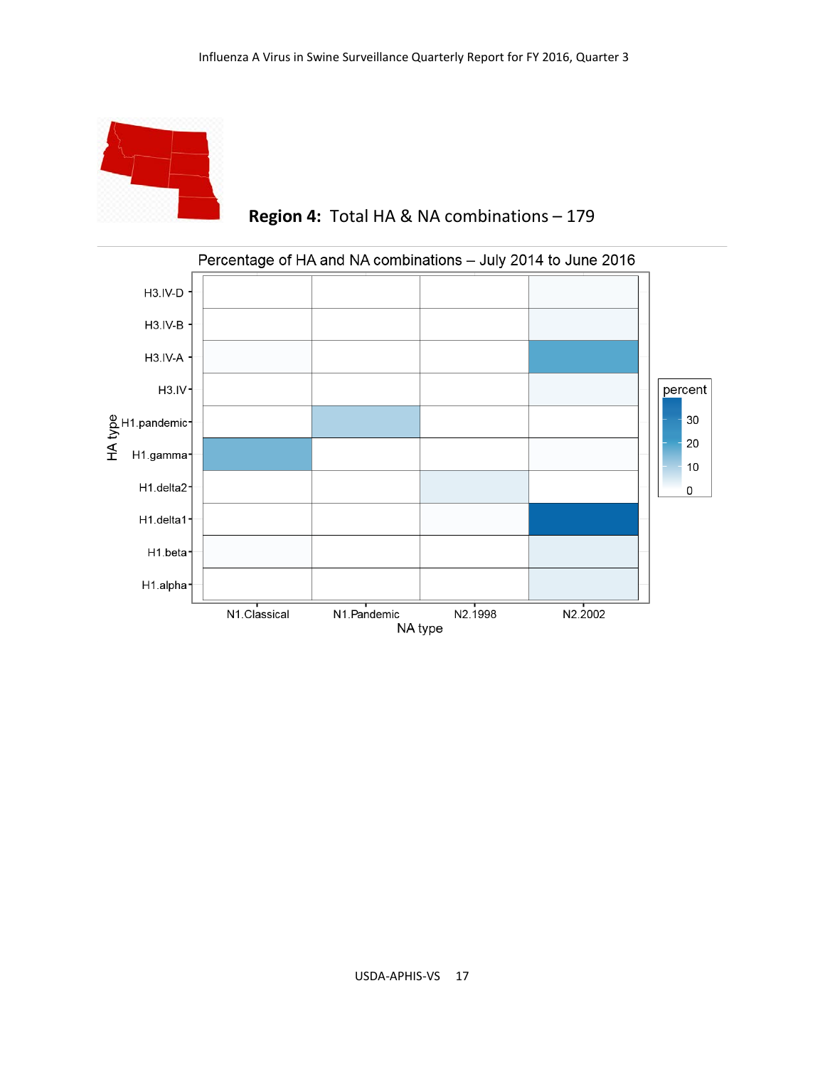**Region 4:** Total HA & NA combinations – 179

Percentage of HA and NA combinations – July 2014 to June 2016

HA type: H3.IV-D, H3.IV-B, H3.IV-A, H3.IV, H1.pandemic, H1.gamma, H1.delta2, H1.delta1, H1.beta, H1.alpha

NA type: N1.Classical, N1.Pandemic, N2.1998, N2.2002

percent: 30, 20, 10, 0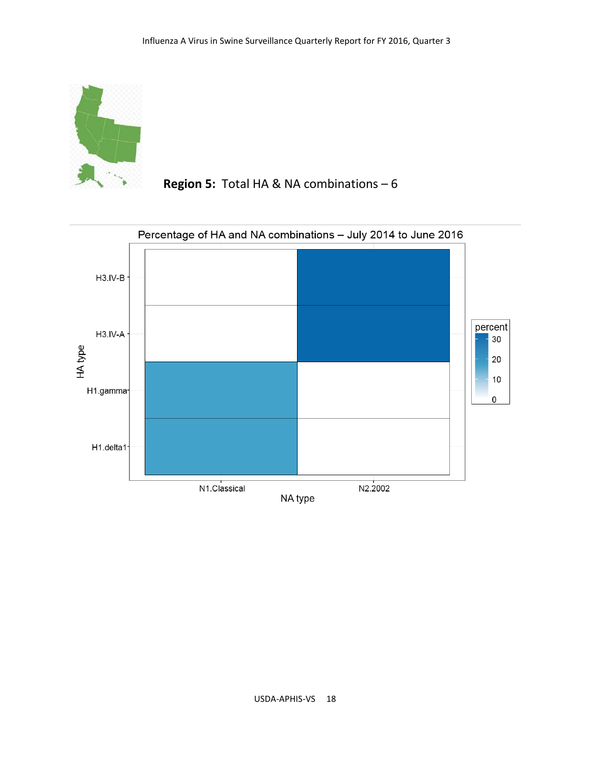**Region 5:** Total HA & NA combinations – 6

Percentage of HA and NA combinations – July 2014 to June 2016

HA type

H3.IV-B

H3.IV-A

H1.gamma

H1.delta1

NA type

N1.Classical

N2.2002

percent

30

20

10

0